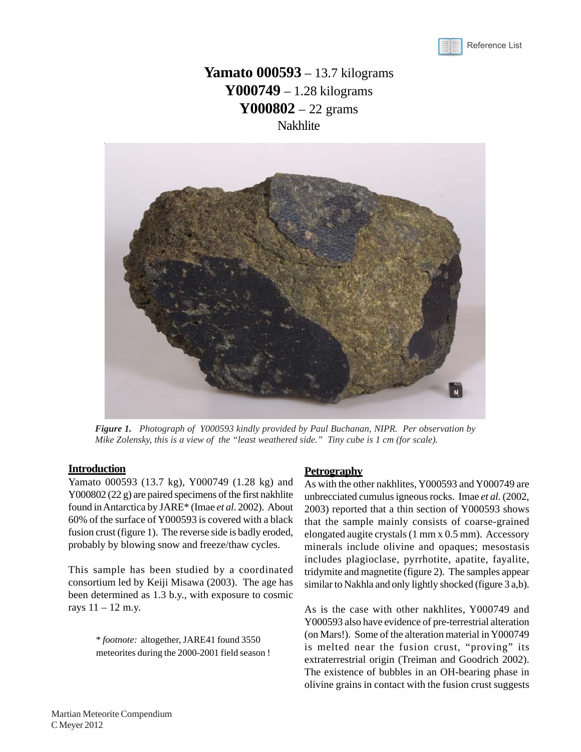# **Yamato 000593** – 13.7 kilograms
# **Y000749** – 1.28 kilograms
# **Y000802** – 22 grams
## Nakhlite

*Figure 1. Photograph of Y000593 kindly provided by Paul Buchanan, NIPR. Per observation by Mike Zolensky, this is a view of the "least weathered side." Tiny cube is 1 cm (for scale).*

## Introduction

Yamato 000593 (13.7 kg), Y000749 (1.28 kg) and Y000802 (22 g) are paired specimens of the first nakhlite found in Antarctica by JARE* (Imae *et al*. 2002). About 60% of the surface of Y000593 is covered with a black fusion crust (figure 1). The reverse side is badly eroded, probably by blowing snow and freeze/thaw cycles.

This sample has been studied by a coordinated consortium led by Keiji Misawa (2003). The age has been determined as 1.3 b.y., with exposure to cosmic rays 11 – 12 m.y.

> * *footnote:* altogether, JARE41 found 3550 meteorites during the 2000-2001 field season !

## Petrography

As with the other nakhlites, Y000593 and Y000749 are unbrecciated cumulus igneous rocks. Imae *et al.* (2002, 2003) reported that a thin section of Y000593 shows that the sample mainly consists of coarse-grained elongated augite crystals (1 mm x 0.5 mm). Accessory minerals include olivine and opaques; mesostasis includes plagioclase, pyrrhotite, apatite, fayalite, tridymite and magnetite (figure 2). The samples appear similar to Nakhla and only lightly shocked (figure 3 a,b).

As is the case with other nakhlites, Y000749 and Y000593 also have evidence of pre-terrestrial alteration (on Mars!). Some of the alteration material in Y000749 is melted near the fusion crust, "proving" its extraterrestrial origin (Treiman and Goodrich 2002). The existence of bubbles in an OH-bearing phase in olivine grains in contact with the fusion crust suggests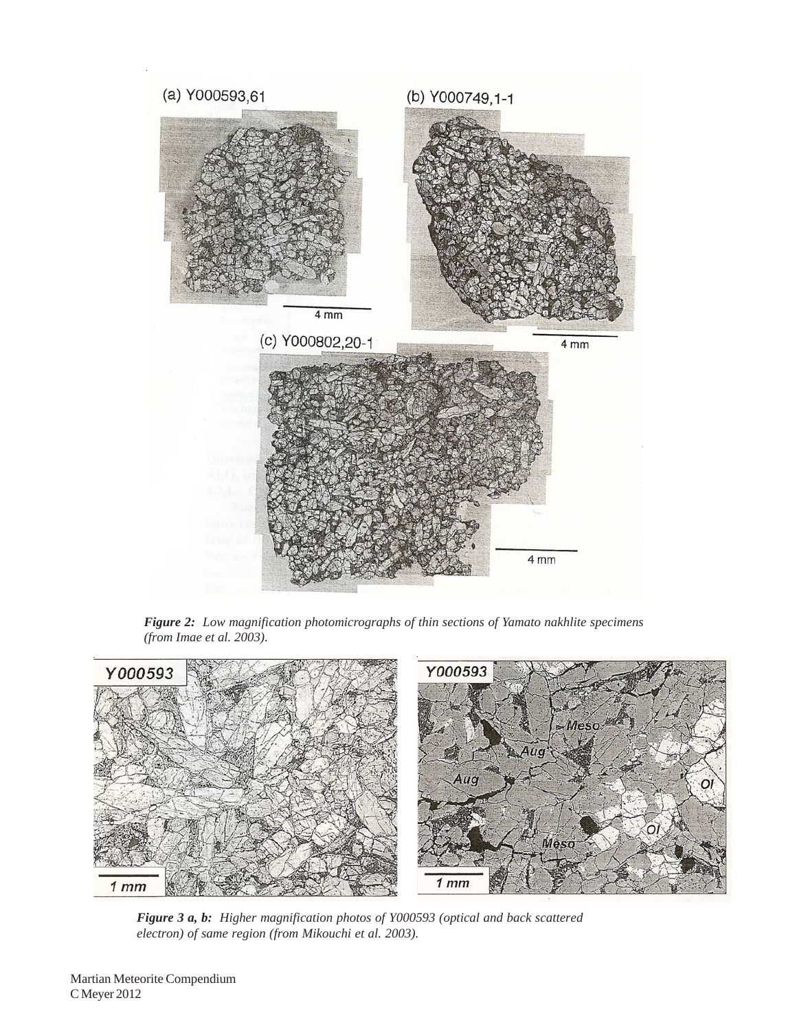*Figure 2: Low magnification photomicrographs of thin sections of Yamato nakhlite specimens (from Imae et al. 2003).*

*Figure 3 a, b: Higher magnification photos of Y000593 (optical and back scattered electron) of same region (from Mikouchi et al. 2003).*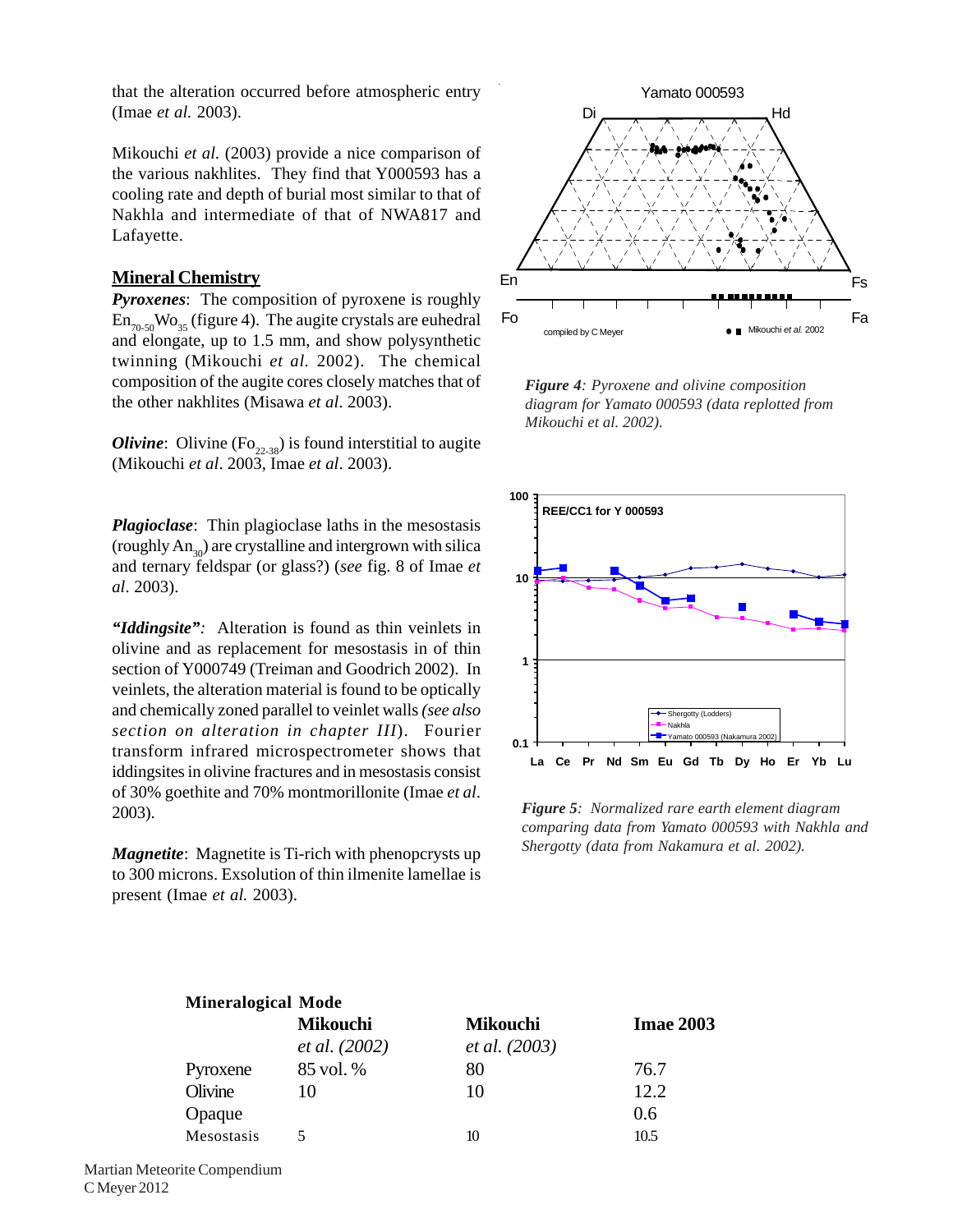that the alteration occurred before atmospheric entry (Imae *et al.* 2003).

Mikouchi *et al.* (2003) provide a nice comparison of the various nakhlites. They find that Y000593 has a cooling rate and depth of burial most similar to that of Nakhla and intermediate of that of NWA817 and Lafayette.

## Mineral Chemistry

***Pyroxenes***: The composition of pyroxene is roughly $En_{70-50}Wo_{35}$ (figure 4). The augite crystals are euhedral and elongate, up to 1.5 mm, and show polysynthetic twinning (Mikouchi *et al.* 2002). The chemical composition of the augite cores closely matches that of the other nakhlites (Misawa *et al*. 2003).

***Olivine***: Olivine ($Fo_{22-38}$) is found interstitial to augite (Mikouchi *et al*. 2003, Imae *et al*. 2003).

***Plagioclase***: Thin plagioclase laths in the mesostasis (roughly $An_{30}$) are crystalline and intergrown with silica and ternary feldspar (or glass?) (*see* fig. 8 of Imae *et al*. 2003).

***"Iddingsite"***: Alteration is found as thin veinlets in olivine and as replacement for mesostasis in of thin section of Y000749 (Treiman and Goodrich 2002). In veinlets, the alteration material is found to be optically and chemically zoned parallel to veinlet walls *(see also section on alteration in chapter III*). Fourier transform infrared microspectrometer shows that iddingsites in olivine fractures and in mesostasis consist of 30% goethite and 70% montmorillonite (Imae *et al*. 2003).

***Magnetite***: Magnetite is Ti-rich with phenopcrysts up to 300 microns. Exsolution of thin ilmenite lamellae is present (Imae *et al.* 2003).

*Figure 4: Pyroxene and olivine composition diagram for Yamato 000593 (data replotted from Mikouchi et al. 2002).*

*Figure 5: Normalized rare earth element diagram comparing data from Yamato 000593 with Nakhla and Shergotty (data from Nakamura et al. 2002).*

**Mineralogical Mode**

| | Mikouchi *et al. (2002)* | Mikouchi *et al. (2003)* | Imae 2003 |
|---|---|---|---|
| Pyroxene | 85 vol. % | 80 | 76.7 |
| Olivine | 10 | 10 | 12.2 |
| Opaque | | | 0.6 |
| Mesostasis | 5 | 10 | 10.5 |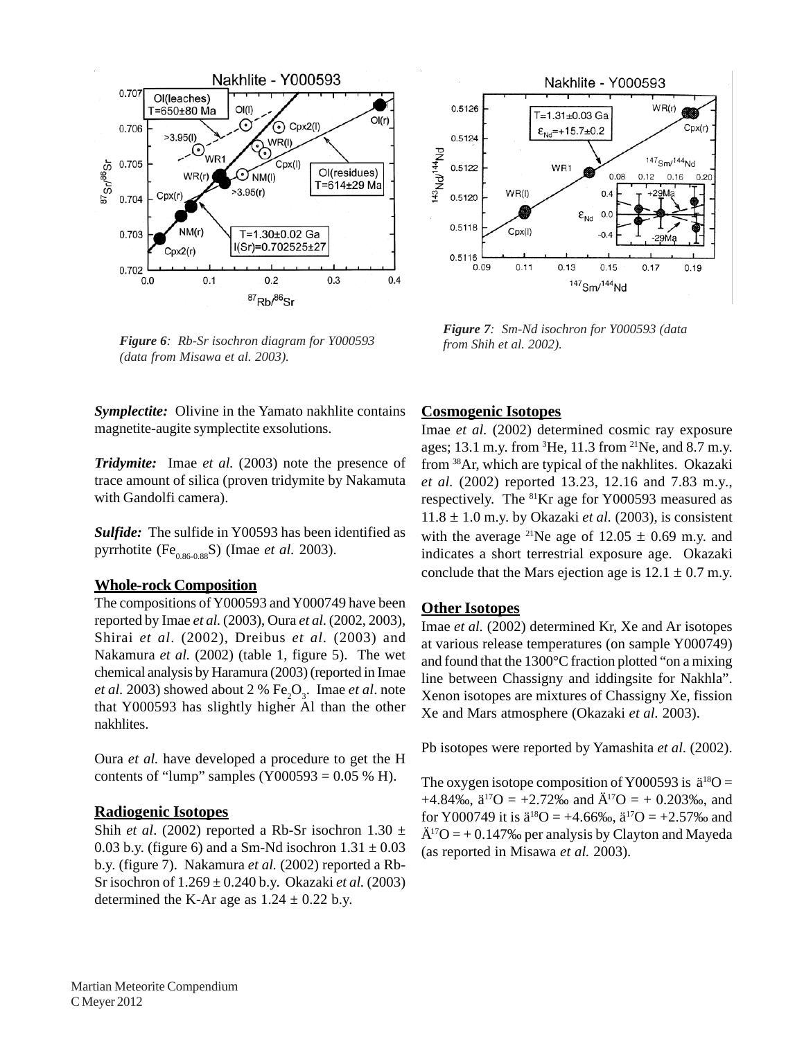*Figure 6: Rb-Sr isochron diagram for Y000593 (data from Misawa et al. 2003).*

*Figure 7: Sm-Nd isochron for Y000593 (data from Shih et al. 2002).*

***Symplectite:*** Olivine in the Yamato nakhlite contains magnetite-augite symplectite exsolutions.

***Tridymite:*** Imae *et al.* (2003) note the presence of trace amount of silica (proven tridymite by Nakamuta with Gandolfi camera).

***Sulfide:*** The sulfide in Y00593 has been identified as pyrrhotite ($Fe_{0.86-0.88}S$) (Imae *et al.* 2003).

## Whole-rock Composition

The compositions of Y000593 and Y000749 have been reported by Imae *et al.* (2003), Oura *et al.* (2002, 2003), Shirai *et al*. (2002), Dreibus *et al.* (2003) and Nakamura *et al.* (2002) (table 1, figure 5). The wet chemical analysis by Haramura (2003) (reported in Imae *et al.* 2003) showed about 2 % $Fe_2O_3$. Imae *et al*. note that Y000593 has slightly higher Al than the other nakhlites.

Oura *et al.* have developed a procedure to get the H contents of "lump" samples (Y000593 = 0.05 % H).

## Radiogenic Isotopes

Shih *et al*. (2002) reported a Rb-Sr isochron 1.30 ± 0.03 b.y. (figure 6) and a Sm-Nd isochron 1.31 ± 0.03 b.y. (figure 7). Nakamura *et al.* (2002) reported a Rb-Sr isochron of 1.269 ± 0.240 b.y. Okazaki *et al.* (2003) determined the K-Ar age as 1.24 ± 0.22 b.y.

## Cosmogenic Isotopes

Imae *et al.* (2002) determined cosmic ray exposure ages; 13.1 m.y. from $^{3}$He, 11.3 from $^{21}$Ne, and 8.7 m.y. from $^{38}$Ar, which are typical of the nakhlites. Okazaki *et al.* (2002) reported 13.23, 12.16 and 7.83 m.y., respectively. The $^{81}$Kr age for Y000593 measured as 11.8 ± 1.0 m.y. by Okazaki *et al.* (2003), is consistent with the average $^{21}$Ne age of 12.05 ± 0.69 m.y. and indicates a short terrestrial exposure age. Okazaki conclude that the Mars ejection age is 12.1 ± 0.7 m.y.

## Other Isotopes

Imae *et al.* (2002) determined Kr, Xe and Ar isotopes at various release temperatures (on sample Y000749) and found that the 1300°C fraction plotted "on a mixing line between Chassigny and iddingsite for Nakhla". Xenon isotopes are mixtures of Chassigny Xe, fission Xe and Mars atmosphere (Okazaki *et al.* 2003).

Pb isotopes were reported by Yamashita *et al.* (2002).

The oxygen isotope composition of Y000593 is $\delta^{18}O$ = +4.84‰, $\delta^{17}O$ = +2.72‰ and $\Delta^{17}O$ = + 0.203‰, and for Y000749 it is $\delta^{18}O$ = +4.66‰, $\delta^{17}O$ = +2.57‰ and $\Delta^{17}O$ = + 0.147‰ per analysis by Clayton and Mayeda (as reported in Misawa *et al.* 2003).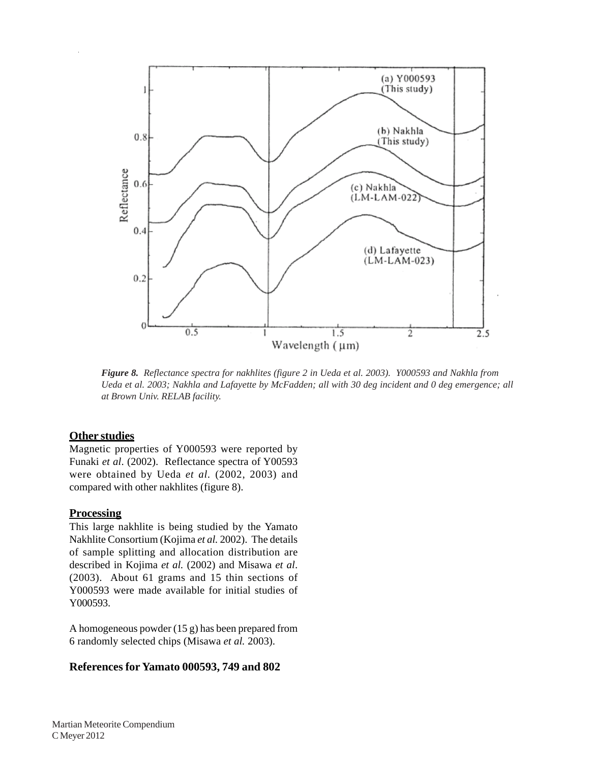*Figure 8. Reflectance spectra for nakhlites (figure 2 in Ueda et al. 2003). Y000593 and Nakhla from Ueda et al. 2003; Nakhla and Lafayette by McFadden; all with 30 deg incident and 0 deg emergence; all at Brown Univ. RELAB facility.*

**Other studies**

Magnetic properties of Y000593 were reported by Funaki *et al*. (2002). Reflectance spectra of Y00593 were obtained by Ueda *et al*. (2002, 2003) and compared with other nakhlites (figure 8).

**Processing**

This large nakhlite is being studied by the Yamato Nakhlite Consortium (Kojima *et al.* 2002). The details of sample splitting and allocation distribution are described in Kojima *et al.* (2002) and Misawa *et al*. (2003). About 61 grams and 15 thin sections of Y000593 were made available for initial studies of Y000593.

A homogeneous powder (15 g) has been prepared from 6 randomly selected chips (Misawa *et al.* 2003).

**References for Yamato 000593, 749 and 802**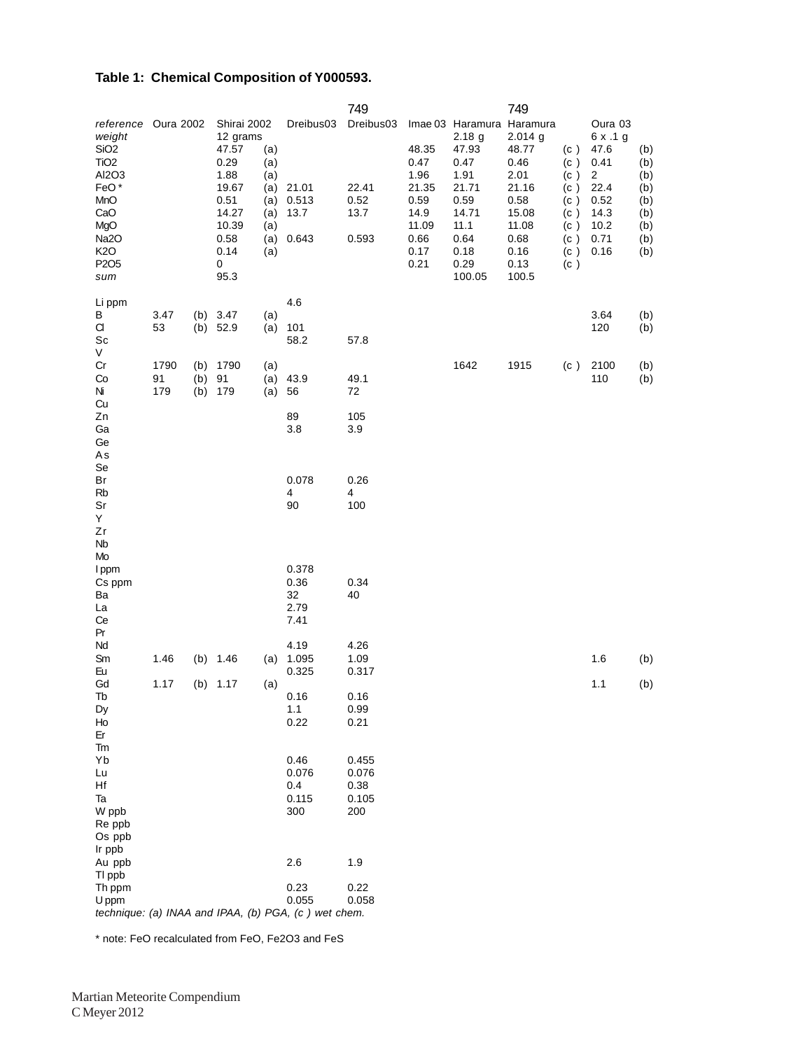**Table 1: Chemical Composition of Y000593.**

| | | | | | | 749 | | | 749 | | | |
|---|---|---|---|---|---|---|---|---|---|---|---|---|
| *reference* | Oura 2002 | | Shirai 2002 | | Dreibus03 | Dreibus03 | Imae 03 | Haramura | Haramura | | Oura 03 | |
| *weight* | | | 12 grams | | | | | 2.18 g | 2.014 g | | 6 x .1 g | |
| SiO2 | | | 47.57 | (a) | | | 48.35 | 47.93 | 48.77 | (c ) | 47.6 | (b) |
| TiO2 | | | 0.29 | (a) | | | 0.47 | 0.47 | 0.46 | (c ) | 0.41 | (b) |
| Al2O3 | | | 1.88 | (a) | | | 1.96 | 1.91 | 2.01 | (c ) | 2 | (b) |
| FeO * | | | 19.67 | (a) | 21.01 | 22.41 | 21.35 | 21.71 | 21.16 | (c ) | 22.4 | (b) |
| MnO | | | 0.51 | (a) | 0.513 | 0.52 | 0.59 | 0.59 | 0.58 | (c ) | 0.52 | (b) |
| CaO | | | 14.27 | (a) | 13.7 | 13.7 | 14.9 | 14.71 | 15.08 | (c ) | 14.3 | (b) |
| MgO | | | 10.39 | (a) | | | 11.09 | 11.1 | 11.08 | (c ) | 10.2 | (b) |
| Na2O | | | 0.58 | (a) | 0.643 | 0.593 | 0.66 | 0.64 | 0.68 | (c ) | 0.71 | (b) |
| K2O | | | 0.14 | (a) | | | 0.17 | 0.18 | 0.16 | (c ) | 0.16 | (b) |
| P2O5 | | | 0 | | | | 0.21 | 0.29 | 0.13 | (c ) | | |
| *sum* | | | 95.3 | | | | | 100.05 | 100.5 | | | |
| | | | | | | | | | | | | |
| Li ppm | | | | | 4.6 | | | | | | | |
| B | 3.47 | (b) | 3.47 | (a) | | | | | | | 3.64 | (b) |
| Cl | 53 | (b) | 52.9 | (a) | 101 | | | | | | 120 | (b) |
| Sc | | | | | 58.2 | 57.8 | | | | | | |
| V | | | | | | | | | | | | |
| Cr | 1790 | (b) | 1790 | (a) | | | | 1642 | 1915 | (c ) | 2100 | (b) |
| Co | 91 | (b) | 91 | (a) | 43.9 | 49.1 | | | | | 110 | (b) |
| Ni | 179 | (b) | 179 | (a) | 56 | 72 | | | | | | |
| Cu | | | | | | | | | | | | |
| Zn | | | | | 89 | 105 | | | | | | |
| Ga | | | | | 3.8 | 3.9 | | | | | | |
| Ge | | | | | | | | | | | | |
| As | | | | | | | | | | | | |
| Se | | | | | | | | | | | | |
| Br | | | | | 0.078 | 0.26 | | | | | | |
| Rb | | | | | 4 | 4 | | | | | | |
| Sr | | | | | 90 | 100 | | | | | | |
| Y | | | | | | | | | | | | |
| Zr | | | | | | | | | | | | |
| Nb | | | | | | | | | | | | |
| Mo | | | | | | | | | | | | |
| I ppm | | | | | 0.378 | | | | | | | |
| Cs ppm | | | | | 0.36 | 0.34 | | | | | | |
| Ba | | | | | 32 | 40 | | | | | | |
| La | | | | | 2.79 | | | | | | | |
| Ce | | | | | 7.41 | | | | | | | |
| Pr | | | | | | | | | | | | |
| Nd | | | | | 4.19 | 4.26 | | | | | | |
| Sm | 1.46 | (b) | 1.46 | (a) | 1.095 | 1.09 | | | | | 1.6 | (b) |
| Eu | | | | | 0.325 | 0.317 | | | | | | |
| Gd | 1.17 | (b) | 1.17 | (a) | | | | | | | 1.1 | (b) |
| Tb | | | | | 0.16 | 0.16 | | | | | | |
| Dy | | | | | 1.1 | 0.99 | | | | | | |
| Ho | | | | | 0.22 | 0.21 | | | | | | |
| Er | | | | | | | | | | | | |
| Tm | | | | | | | | | | | | |
| Yb | | | | | 0.46 | 0.455 | | | | | | |
| Lu | | | | | 0.076 | 0.076 | | | | | | |
| Hf | | | | | 0.4 | 0.38 | | | | | | |
| Ta | | | | | 0.115 | 0.105 | | | | | | |
| W ppb | | | | | 300 | 200 | | | | | | |
| Re ppb | | | | | | | | | | | | |
| Os ppb | | | | | | | | | | | | |
| Ir ppb | | | | | | | | | | | | |
| Au ppb | | | | | 2.6 | 1.9 | | | | | | |
| Tl ppb | | | | | | | | | | | | |
| Th ppm | | | | | 0.23 | 0.22 | | | | | | |
| U ppm | | | | | 0.055 | 0.058 | | | | | | |

*technique: (a) INAA and IPAA, (b) PGA, (c ) wet chem.*

\* note: FeO recalculated from FeO, Fe2O3 and FeS